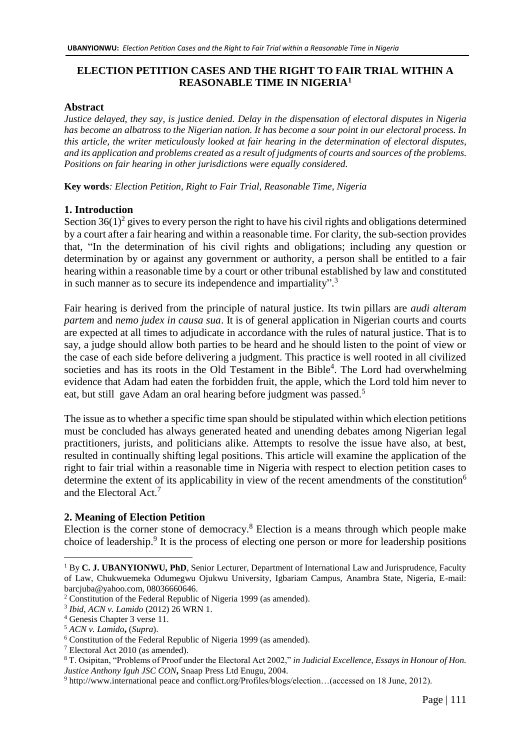# ELECTION PETITION CASES AND THE RIGHT TO FAIR TRIAL WITHIN A REASONABLE TIME IN NIGERIA[1]

## Abstract

*Justice delayed, they say, is justice denied. Delay in the dispensation of electoral disputes in Nigeria has become an albatross to the Nigerian nation. It has become a sour point in our electoral process. In this article, the writer meticulously looked at fair hearing in the determination of electoral disputes, and its application and problems created as a result of judgments of courts and sources of the problems. Positions on fair hearing in other jurisdictions were equally considered.*

**Key words**: *Election Petition, Right to Fair Trial, Reasonable Time, Nigeria*

## 1. Introduction

Section 36(1)[2] gives to every person the right to have his civil rights and obligations determined by a court after a fair hearing and within a reasonable time. For clarity, the sub-section provides that, "In the determination of his civil rights and obligations; including any question or determination by or against any government or authority, a person shall be entitled to a fair hearing within a reasonable time by a court or other tribunal established by law and constituted in such manner as to secure its independence and impartiality".[3]

Fair hearing is derived from the principle of natural justice. Its twin pillars are *audi alteram partem* and *nemo judex in causa sua*. It is of general application in Nigerian courts and courts are expected at all times to adjudicate in accordance with the rules of natural justice. That is to say, a judge should allow both parties to be heard and he should listen to the point of view or the case of each side before delivering a judgment. This practice is well rooted in all civilized societies and has its roots in the Old Testament in the Bible[4]. The Lord had overwhelming evidence that Adam had eaten the forbidden fruit, the apple, which the Lord told him never to eat, but still gave Adam an oral hearing before judgment was passed.[5]

The issue as to whether a specific time span should be stipulated within which election petitions must be concluded has always generated heated and unending debates among Nigerian legal practitioners, jurists, and politicians alike. Attempts to resolve the issue have also, at best, resulted in continually shifting legal positions. This article will examine the application of the right to fair trial within a reasonable time in Nigeria with respect to election petition cases to determine the extent of its applicability in view of the recent amendments of the constitution[6] and the Electoral Act.[7]

## 2. Meaning of Election Petition

Election is the corner stone of democracy.[8] Election is a means through which people make choice of leadership.[9] It is the process of electing one person or more for leadership positions

---

[1] By **C. J. UBANYIONWU, PhD**, Senior Lecturer, Department of International Law and Jurisprudence, Faculty of Law, Chukwuemeka Odumegwu Ojukwu University, Igbariam Campus, Anambra State, Nigeria, E-mail: barcjuba@yahoo.com, 08036660646.

[2] Constitution of the Federal Republic of Nigeria 1999 (as amended).

[3] *Ibid*, *ACN v. Lamido* (2012) 26 WRN 1.

[4] Genesis Chapter 3 verse 11.

[5] *ACN v. Lamido*, (*Supra*).

[6] Constitution of the Federal Republic of Nigeria 1999 (as amended).

[7] Electoral Act 2010 (as amended).

[8] T. Osipitan, "Problems of Proof under the Electoral Act 2002," *in Judicial Excellence, Essays in Honour of Hon. Justice Anthony Iguh JSC CON*, Snaap Press Ltd Enugu, 2004.

[9] http://www.international peace and conflict.org/Profiles/blogs/election…(accessed on 18 June, 2012).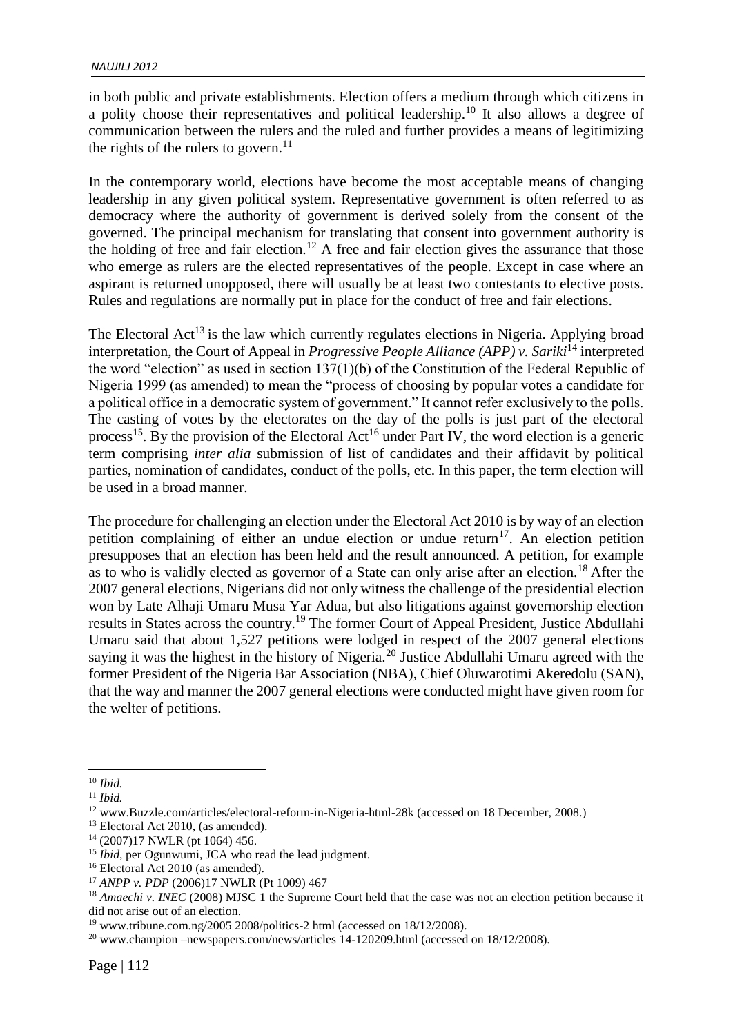in both public and private establishments. Election offers a medium through which citizens in a polity choose their representatives and political leadership.[10] It also allows a degree of communication between the rulers and the ruled and further provides a means of legitimizing the rights of the rulers to govern.[11]

In the contemporary world, elections have become the most acceptable means of changing leadership in any given political system. Representative government is often referred to as democracy where the authority of government is derived solely from the consent of the governed. The principal mechanism for translating that consent into government authority is the holding of free and fair election.[12] A free and fair election gives the assurance that those who emerge as rulers are the elected representatives of the people. Except in case where an aspirant is returned unopposed, there will usually be at least two contestants to elective posts. Rules and regulations are normally put in place for the conduct of free and fair elections.

The Electoral Act[13] is the law which currently regulates elections in Nigeria. Applying broad interpretation, the Court of Appeal in *Progressive People Alliance (APP) v. Sariki*[14] interpreted the word "election" as used in section 137(1)(b) of the Constitution of the Federal Republic of Nigeria 1999 (as amended) to mean the "process of choosing by popular votes a candidate for a political office in a democratic system of government." It cannot refer exclusively to the polls. The casting of votes by the electorates on the day of the polls is just part of the electoral process[15]. By the provision of the Electoral Act[16] under Part IV, the word election is a generic term comprising *inter alia* submission of list of candidates and their affidavit by political parties, nomination of candidates, conduct of the polls, etc. In this paper, the term election will be used in a broad manner.

The procedure for challenging an election under the Electoral Act 2010 is by way of an election petition complaining of either an undue election or undue return[17]. An election petition presupposes that an election has been held and the result announced. A petition, for example as to who is validly elected as governor of a State can only arise after an election.[18] After the 2007 general elections, Nigerians did not only witness the challenge of the presidential election won by Late Alhaji Umaru Musa Yar Adua, but also litigations against governorship election results in States across the country.[19] The former Court of Appeal President, Justice Abdullahi Umaru said that about 1,527 petitions were lodged in respect of the 2007 general elections saying it was the highest in the history of Nigeria.[20] Justice Abdullahi Umaru agreed with the former President of the Nigeria Bar Association (NBA), Chief Oluwarotimi Akeredolu (SAN), that the way and manner the 2007 general elections were conducted might have given room for the welter of petitions.

---

[10] *Ibid.*

[11] *Ibid.*

[12] www.Buzzle.com/articles/electoral-reform-in-Nigeria-html-28k (accessed on 18 December, 2008.)

[13] Electoral Act 2010, (as amended).

[14] (2007)17 NWLR (pt 1064) 456.

[15] *Ibid*, per Ogunwumi, JCA who read the lead judgment.

[16] Electoral Act 2010 (as amended).

[17] *ANPP v. PDP* (2006)17 NWLR (Pt 1009) 467

[18] *Amaechi v. INEC* (2008) MJSC 1 the Supreme Court held that the case was not an election petition because it did not arise out of an election.

[19] www.tribune.com.ng/2005 2008/politics-2 html (accessed on 18/12/2008).

[20] www.champion –newspapers.com/news/articles 14-120209.html (accessed on 18/12/2008).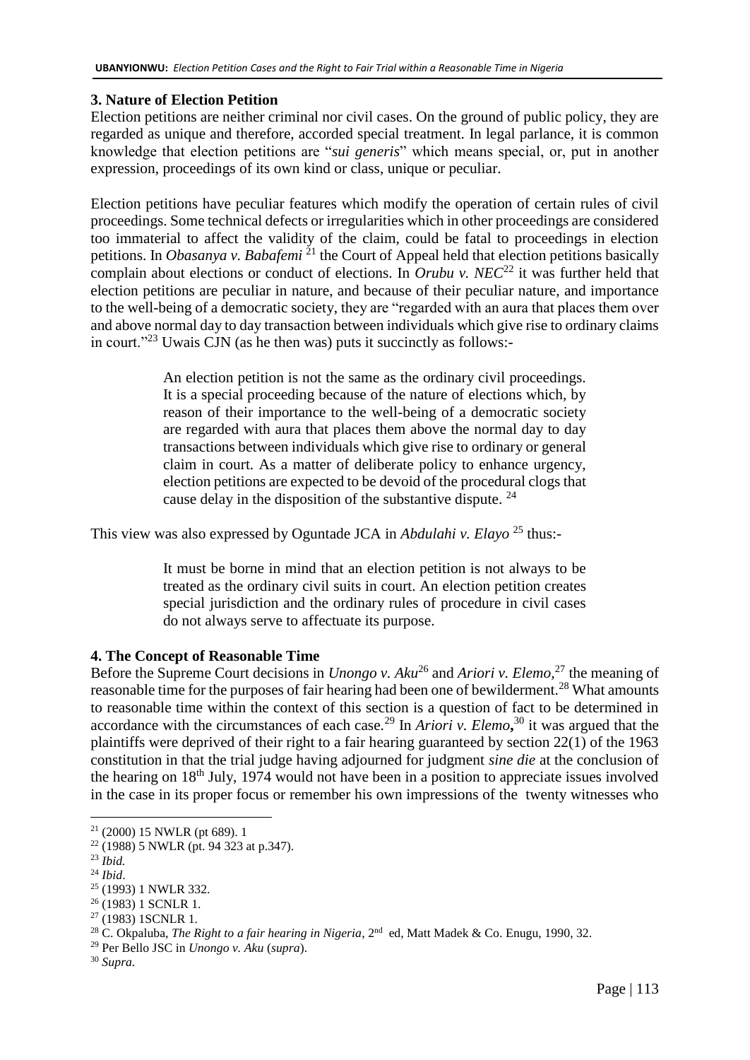## 3. Nature of Election Petition

Election petitions are neither criminal nor civil cases. On the ground of public policy, they are regarded as unique and therefore, accorded special treatment. In legal parlance, it is common knowledge that election petitions are "*sui generis*" which means special, or, put in another expression, proceedings of its own kind or class, unique or peculiar.

Election petitions have peculiar features which modify the operation of certain rules of civil proceedings. Some technical defects or irregularities which in other proceedings are considered too immaterial to affect the validity of the claim, could be fatal to proceedings in election petitions. In *Obasanya v. Babafemi* [21] the Court of Appeal held that election petitions basically complain about elections or conduct of elections. In *Orubu v. NEC*[22] it was further held that election petitions are peculiar in nature, and because of their peculiar nature, and importance to the well-being of a democratic society, they are "regarded with an aura that places them over and above normal day to day transaction between individuals which give rise to ordinary claims in court."[23] Uwais CJN (as he then was) puts it succinctly as follows:-

> An election petition is not the same as the ordinary civil proceedings. It is a special proceeding because of the nature of elections which, by reason of their importance to the well-being of a democratic society are regarded with aura that places them above the normal day to day transactions between individuals which give rise to ordinary or general claim in court. As a matter of deliberate policy to enhance urgency, election petitions are expected to be devoid of the procedural clogs that cause delay in the disposition of the substantive dispute. [24]

This view was also expressed by Oguntade JCA in *Abdulahi v. Elayo* [25] thus:-

> It must be borne in mind that an election petition is not always to be treated as the ordinary civil suits in court. An election petition creates special jurisdiction and the ordinary rules of procedure in civil cases do not always serve to affectuate its purpose.

## 4. The Concept of Reasonable Time

Before the Supreme Court decisions in *Unongo v. Aku*[26] and *Ariori v. Elemo,*[27] the meaning of reasonable time for the purposes of fair hearing had been one of bewilderment.[28] What amounts to reasonable time within the context of this section is a question of fact to be determined in accordance with the circumstances of each case.[29] In *Ariori v. Elemo***,**[30] it was argued that the plaintiffs were deprived of their right to a fair hearing guaranteed by section 22(1) of the 1963 constitution in that the trial judge having adjourned for judgment *sine die* at the conclusion of the hearing on 18th July, 1974 would not have been in a position to appreciate issues involved in the case in its proper focus or remember his own impressions of the twenty witnesses who

---

[21] (2000) 15 NWLR (pt 689). 1

[22] (1988) 5 NWLR (pt. 94 323 at p.347).

[23] *Ibid.*

[24] *Ibid*.

[25] (1993) 1 NWLR 332.

[26] (1983) 1 SCNLR 1.

[27] (1983) 1SCNLR 1.

[28] C. Okpaluba, *The Right to a fair hearing in Nigeria*, 2nd ed, Matt Madek & Co. Enugu, 1990, 32.

[29] Per Bello JSC in *Unongo v. Aku* (*supra*).

[30] *Supra.*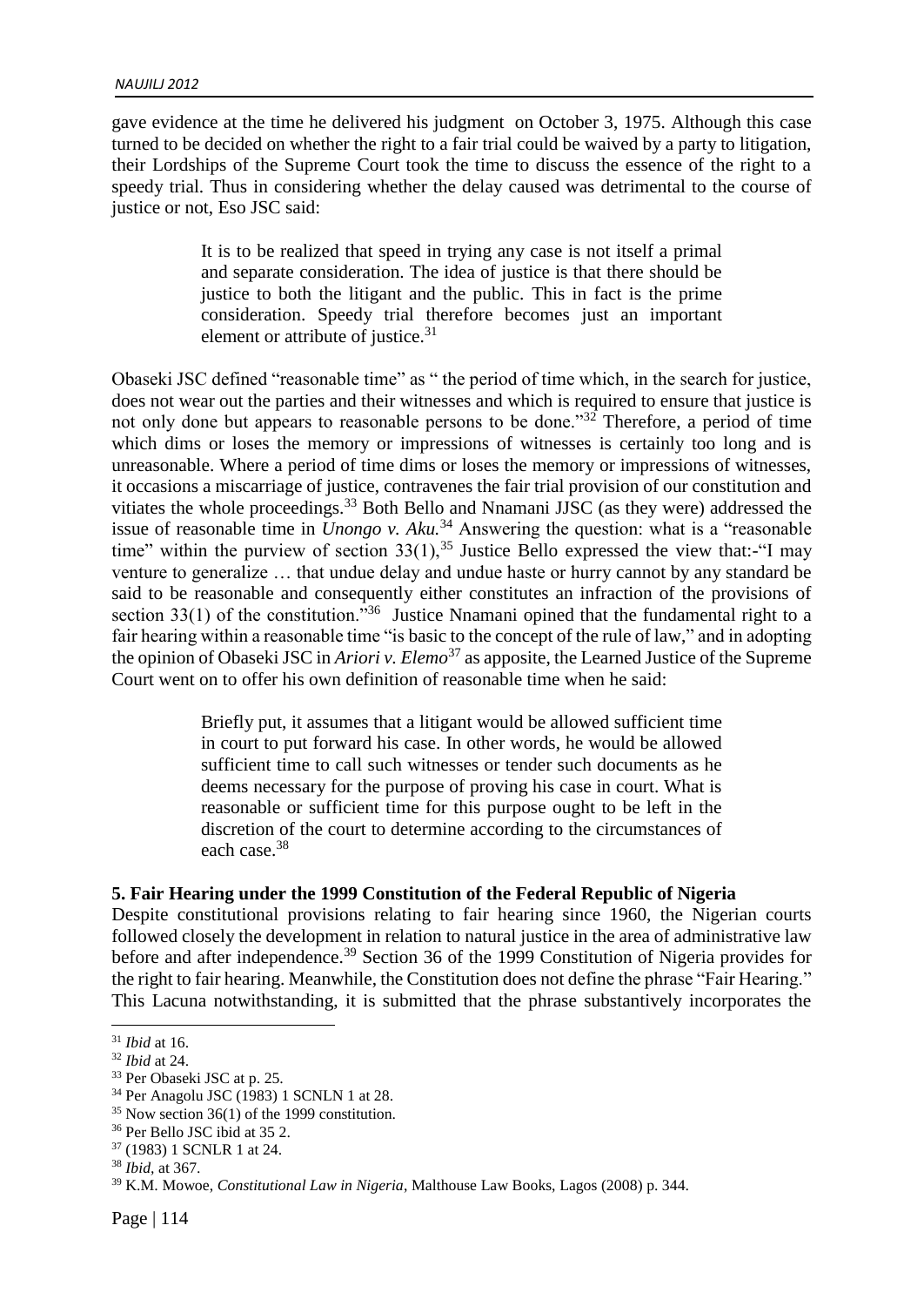gave evidence at the time he delivered his judgment on October 3, 1975. Although this case turned to be decided on whether the right to a fair trial could be waived by a party to litigation, their Lordships of the Supreme Court took the time to discuss the essence of the right to a speedy trial. Thus in considering whether the delay caused was detrimental to the course of justice or not, Eso JSC said:

> It is to be realized that speed in trying any case is not itself a primal and separate consideration. The idea of justice is that there should be justice to both the litigant and the public. This in fact is the prime consideration. Speedy trial therefore becomes just an important element or attribute of justice.[31]

Obaseki JSC defined "reasonable time" as " the period of time which, in the search for justice, does not wear out the parties and their witnesses and which is required to ensure that justice is not only done but appears to reasonable persons to be done."[32] Therefore, a period of time which dims or loses the memory or impressions of witnesses is certainly too long and is unreasonable. Where a period of time dims or loses the memory or impressions of witnesses, it occasions a miscarriage of justice, contravenes the fair trial provision of our constitution and vitiates the whole proceedings.[33] Both Bello and Nnamani JJSC (as they were) addressed the issue of reasonable time in *Unongo v. Aku.*[34] Answering the question: what is a "reasonable time" within the purview of section 33(1),[35] Justice Bello expressed the view that:-"I may venture to generalize … that undue delay and undue haste or hurry cannot by any standard be said to be reasonable and consequently either constitutes an infraction of the provisions of section 33(1) of the constitution."[36] Justice Nnamani opined that the fundamental right to a fair hearing within a reasonable time "is basic to the concept of the rule of law," and in adopting the opinion of Obaseki JSC in *Ariori v. Elemo*[37] as apposite, the Learned Justice of the Supreme Court went on to offer his own definition of reasonable time when he said:

> Briefly put, it assumes that a litigant would be allowed sufficient time in court to put forward his case. In other words, he would be allowed sufficient time to call such witnesses or tender such documents as he deems necessary for the purpose of proving his case in court. What is reasonable or sufficient time for this purpose ought to be left in the discretion of the court to determine according to the circumstances of each case.[38]

**5. Fair Hearing under the 1999 Constitution of the Federal Republic of Nigeria**

Despite constitutional provisions relating to fair hearing since 1960, the Nigerian courts followed closely the development in relation to natural justice in the area of administrative law before and after independence.[39] Section 36 of the 1999 Constitution of Nigeria provides for the right to fair hearing. Meanwhile, the Constitution does not define the phrase "Fair Hearing." This Lacuna notwithstanding, it is submitted that the phrase substantively incorporates the

---

[31] *Ibid* at 16.

[32] *Ibid* at 24.

[33] Per Obaseki JSC at p. 25.

[34] Per Anagolu JSC (1983) 1 SCNLN 1 at 28.

[35] Now section 36(1) of the 1999 constitution.

[36] Per Bello JSC ibid at 35 2.

[37] (1983) 1 SCNLR 1 at 24.

[38] *Ibid*, at 367.

[39] K.M. Mowoe, *Constitutional Law in Nigeria*, Malthouse Law Books, Lagos (2008) p. 344.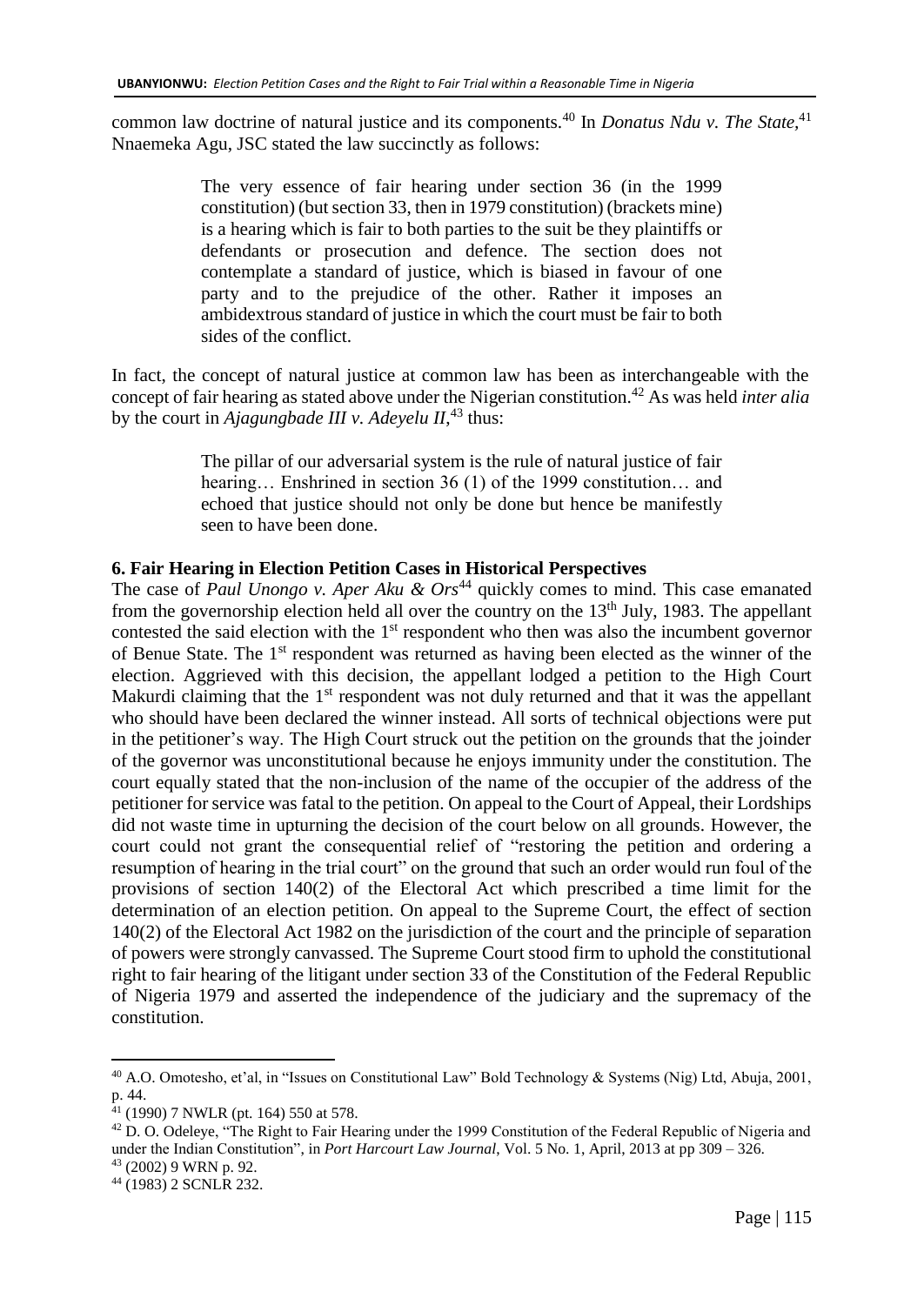common law doctrine of natural justice and its components.[40] In *Donatus Ndu v. The State,*[41] Nnaemeka Agu, JSC stated the law succinctly as follows:

> The very essence of fair hearing under section 36 (in the 1999 constitution) (but section 33, then in 1979 constitution) (brackets mine) is a hearing which is fair to both parties to the suit be they plaintiffs or defendants or prosecution and defence. The section does not contemplate a standard of justice, which is biased in favour of one party and to the prejudice of the other. Rather it imposes an ambidextrous standard of justice in which the court must be fair to both sides of the conflict.

In fact, the concept of natural justice at common law has been as interchangeable with the concept of fair hearing as stated above under the Nigerian constitution.[42] As was held *inter alia* by the court in *Ajagungbade III v. Adeyelu II,*[43] thus:

> The pillar of our adversarial system is the rule of natural justice of fair hearing… Enshrined in section 36 (1) of the 1999 constitution… and echoed that justice should not only be done but hence be manifestly seen to have been done.

## 6. Fair Hearing in Election Petition Cases in Historical Perspectives

The case of *Paul Unongo v. Aper Aku & Ors*[44] quickly comes to mind. This case emanated from the governorship election held all over the country on the 13th July, 1983. The appellant contested the said election with the 1st respondent who then was also the incumbent governor of Benue State. The 1st respondent was returned as having been elected as the winner of the election. Aggrieved with this decision, the appellant lodged a petition to the High Court Makurdi claiming that the 1st respondent was not duly returned and that it was the appellant who should have been declared the winner instead. All sorts of technical objections were put in the petitioner's way. The High Court struck out the petition on the grounds that the joinder of the governor was unconstitutional because he enjoys immunity under the constitution. The court equally stated that the non-inclusion of the name of the occupier of the address of the petitioner for service was fatal to the petition. On appeal to the Court of Appeal, their Lordships did not waste time in upturning the decision of the court below on all grounds. However, the court could not grant the consequential relief of "restoring the petition and ordering a resumption of hearing in the trial court" on the ground that such an order would run foul of the provisions of section 140(2) of the Electoral Act which prescribed a time limit for the determination of an election petition. On appeal to the Supreme Court, the effect of section 140(2) of the Electoral Act 1982 on the jurisdiction of the court and the principle of separation of powers were strongly canvassed. The Supreme Court stood firm to uphold the constitutional right to fair hearing of the litigant under section 33 of the Constitution of the Federal Republic of Nigeria 1979 and asserted the independence of the judiciary and the supremacy of the constitution.

---

[40] A.O. Omotesho, et'al, in "Issues on Constitutional Law" Bold Technology & Systems (Nig) Ltd, Abuja, 2001, p. 44.

[41] (1990) 7 NWLR (pt. 164) 550 at 578.

[42] D. O. Odeleye, "The Right to Fair Hearing under the 1999 Constitution of the Federal Republic of Nigeria and under the Indian Constitution", in *Port Harcourt Law Journal*, Vol. 5 No. 1, April, 2013 at pp 309 – 326.

[43] (2002) 9 WRN p. 92.

[44] (1983) 2 SCNLR 232.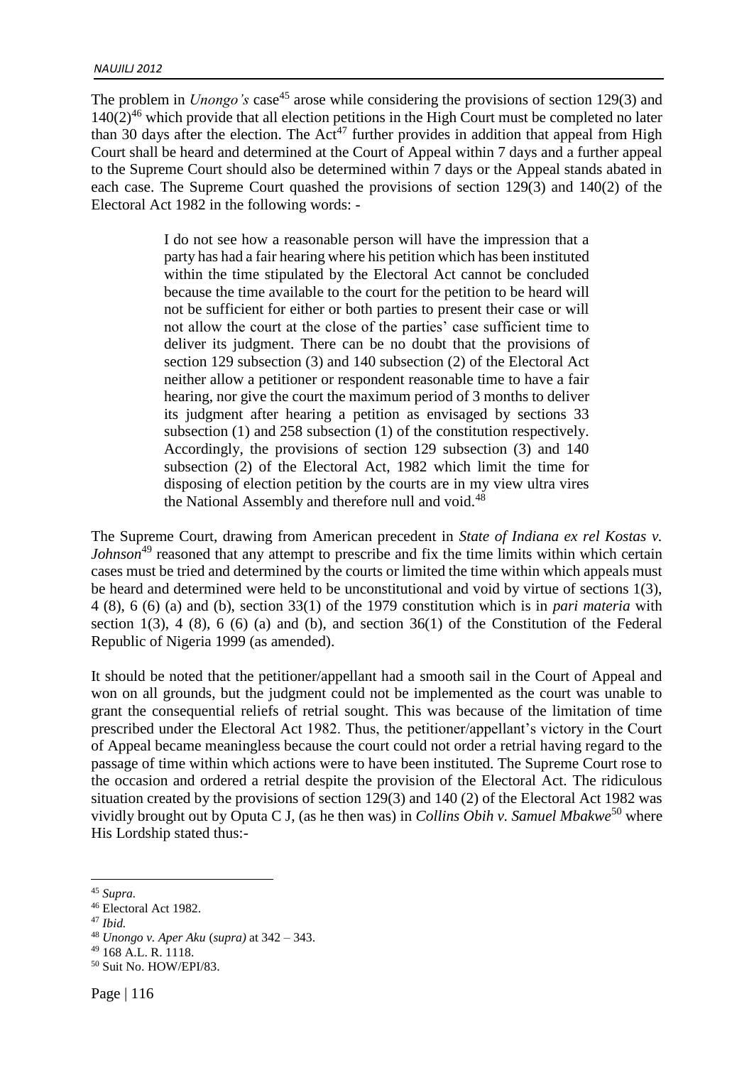The problem in *Unongo's* case[45] arose while considering the provisions of section 129(3) and 140(2)[46] which provide that all election petitions in the High Court must be completed no later than 30 days after the election. The Act[47] further provides in addition that appeal from High Court shall be heard and determined at the Court of Appeal within 7 days and a further appeal to the Supreme Court should also be determined within 7 days or the Appeal stands abated in each case. The Supreme Court quashed the provisions of section 129(3) and 140(2) of the Electoral Act 1982 in the following words: -

> I do not see how a reasonable person will have the impression that a party has had a fair hearing where his petition which has been instituted within the time stipulated by the Electoral Act cannot be concluded because the time available to the court for the petition to be heard will not be sufficient for either or both parties to present their case or will not allow the court at the close of the parties' case sufficient time to deliver its judgment. There can be no doubt that the provisions of section 129 subsection (3) and 140 subsection (2) of the Electoral Act neither allow a petitioner or respondent reasonable time to have a fair hearing, nor give the court the maximum period of 3 months to deliver its judgment after hearing a petition as envisaged by sections 33 subsection (1) and 258 subsection (1) of the constitution respectively. Accordingly, the provisions of section 129 subsection (3) and 140 subsection (2) of the Electoral Act, 1982 which limit the time for disposing of election petition by the courts are in my view ultra vires the National Assembly and therefore null and void.[48]

The Supreme Court, drawing from American precedent in *State of Indiana ex rel Kostas v. Johnson*[49] reasoned that any attempt to prescribe and fix the time limits within which certain cases must be tried and determined by the courts or limited the time within which appeals must be heard and determined were held to be unconstitutional and void by virtue of sections 1(3), 4 (8), 6 (6) (a) and (b), section 33(1) of the 1979 constitution which is in *pari materia* with section 1(3), 4 (8), 6 (6) (a) and (b), and section 36(1) of the Constitution of the Federal Republic of Nigeria 1999 (as amended).

It should be noted that the petitioner/appellant had a smooth sail in the Court of Appeal and won on all grounds, but the judgment could not be implemented as the court was unable to grant the consequential reliefs of retrial sought. This was because of the limitation of time prescribed under the Electoral Act 1982. Thus, the petitioner/appellant's victory in the Court of Appeal became meaningless because the court could not order a retrial having regard to the passage of time within which actions were to have been instituted. The Supreme Court rose to the occasion and ordered a retrial despite the provision of the Electoral Act. The ridiculous situation created by the provisions of section 129(3) and 140 (2) of the Electoral Act 1982 was vividly brought out by Oputa C J, (as he then was) in *Collins Obih v. Samuel Mbakwe*[50] where His Lordship stated thus:-

---

[45] *Supra.*

[46] Electoral Act 1982.

[47] *Ibid.*

[48] *Unongo v. Aper Aku* (*supra*) at 342 – 343.

[49] 168 A.L. R. 1118.

[50] Suit No. HOW/EPI/83.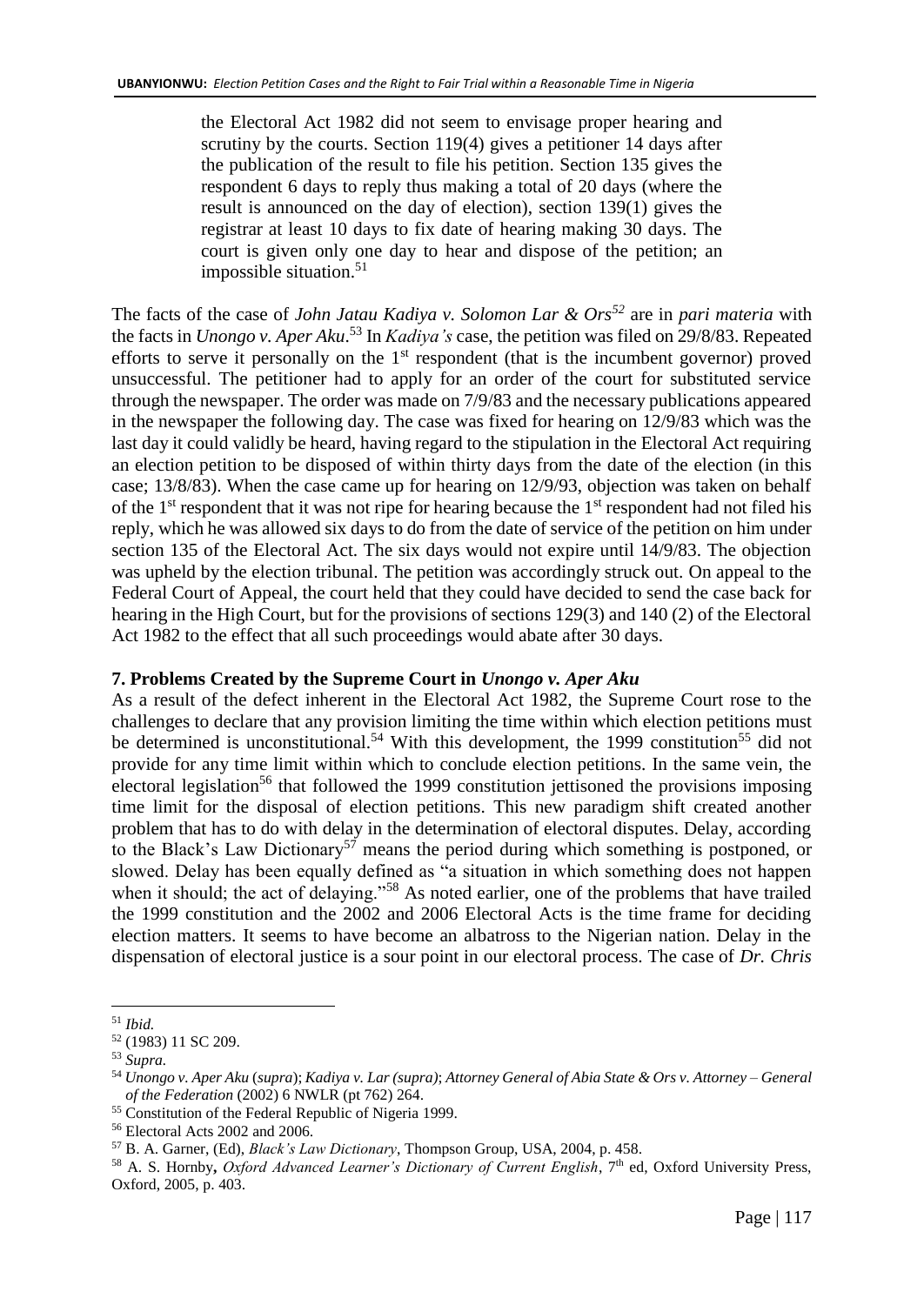> the Electoral Act 1982 did not seem to envisage proper hearing and scrutiny by the courts. Section 119(4) gives a petitioner 14 days after the publication of the result to file his petition. Section 135 gives the respondent 6 days to reply thus making a total of 20 days (where the result is announced on the day of election), section 139(1) gives the registrar at least 10 days to fix date of hearing making 30 days. The court is given only one day to hear and dispose of the petition; an impossible situation.[51]

The facts of the case of *John Jatau Kadiya v. Solomon Lar & Ors*[52] are in *pari materia* with the facts in *Unongo v. Aper Aku*.[53] In *Kadiya's* case, the petition was filed on 29/8/83. Repeated efforts to serve it personally on the 1st respondent (that is the incumbent governor) proved unsuccessful. The petitioner had to apply for an order of the court for substituted service through the newspaper. The order was made on 7/9/83 and the necessary publications appeared in the newspaper the following day. The case was fixed for hearing on 12/9/83 which was the last day it could validly be heard, having regard to the stipulation in the Electoral Act requiring an election petition to be disposed of within thirty days from the date of the election (in this case; 13/8/83). When the case came up for hearing on 12/9/93, objection was taken on behalf of the 1st respondent that it was not ripe for hearing because the 1st respondent had not filed his reply, which he was allowed six days to do from the date of service of the petition on him under section 135 of the Electoral Act. The six days would not expire until 14/9/83. The objection was upheld by the election tribunal. The petition was accordingly struck out. On appeal to the Federal Court of Appeal, the court held that they could have decided to send the case back for hearing in the High Court, but for the provisions of sections 129(3) and 140 (2) of the Electoral Act 1982 to the effect that all such proceedings would abate after 30 days.

## 7. Problems Created by the Supreme Court in *Unongo v. Aper Aku*

As a result of the defect inherent in the Electoral Act 1982, the Supreme Court rose to the challenges to declare that any provision limiting the time within which election petitions must be determined is unconstitutional.[54] With this development, the 1999 constitution[55] did not provide for any time limit within which to conclude election petitions. In the same vein, the electoral legislation[56] that followed the 1999 constitution jettisoned the provisions imposing time limit for the disposal of election petitions. This new paradigm shift created another problem that has to do with delay in the determination of electoral disputes. Delay, according to the Black's Law Dictionary[57] means the period during which something is postponed, or slowed. Delay has been equally defined as "a situation in which something does not happen when it should; the act of delaying."[58] As noted earlier, one of the problems that have trailed the 1999 constitution and the 2002 and 2006 Electoral Acts is the time frame for deciding election matters. It seems to have become an albatross to the Nigerian nation. Delay in the dispensation of electoral justice is a sour point in our electoral process. The case of *Dr. Chris*

---

[51] *Ibid.*

[52] (1983) 11 SC 209.

[53] *Supra.*

[54] *Unongo v. Aper Aku* (*supra*); *Kadiya v. Lar (supra)*; *Attorney General of Abia State & Ors v. Attorney – General of the Federation* (2002) 6 NWLR (pt 762) 264.

[55] Constitution of the Federal Republic of Nigeria 1999.

[56] Electoral Acts 2002 and 2006.

[57] B. A. Garner, (Ed), *Black's Law Dictionary*, Thompson Group, USA, 2004, p. 458.

[58] A. S. Hornby, *Oxford Advanced Learner's Dictionary of Current English*, 7th ed, Oxford University Press, Oxford, 2005, p. 403.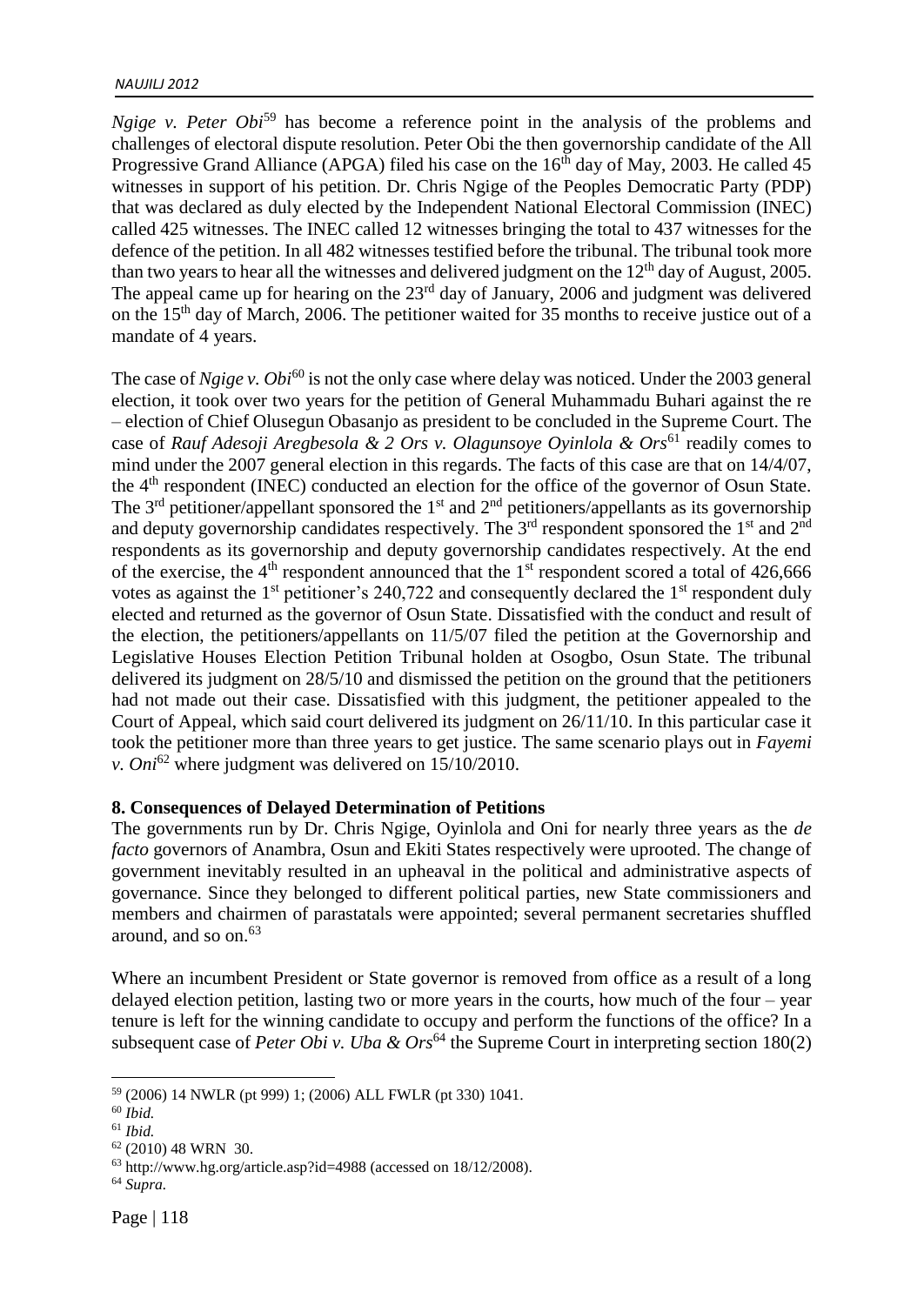*Ngige v. Peter Obi*[59] has become a reference point in the analysis of the problems and challenges of electoral dispute resolution. Peter Obi the then governorship candidate of the All Progressive Grand Alliance (APGA) filed his case on the 16th day of May, 2003. He called 45 witnesses in support of his petition. Dr. Chris Ngige of the Peoples Democratic Party (PDP) that was declared as duly elected by the Independent National Electoral Commission (INEC) called 425 witnesses. The INEC called 12 witnesses bringing the total to 437 witnesses for the defence of the petition. In all 482 witnesses testified before the tribunal. The tribunal took more than two years to hear all the witnesses and delivered judgment on the 12th day of August, 2005. The appeal came up for hearing on the 23rd day of January, 2006 and judgment was delivered on the 15th day of March, 2006. The petitioner waited for 35 months to receive justice out of a mandate of 4 years.

The case of *Ngige v. Obi*[60] is not the only case where delay was noticed. Under the 2003 general election, it took over two years for the petition of General Muhammadu Buhari against the re – election of Chief Olusegun Obasanjo as president to be concluded in the Supreme Court. The case of *Rauf Adesoji Aregbesola & 2 Ors v. Olagunsoye Oyinlola & Ors*[61] readily comes to mind under the 2007 general election in this regards. The facts of this case are that on 14/4/07, the 4th respondent (INEC) conducted an election for the office of the governor of Osun State. The 3rd petitioner/appellant sponsored the 1st and 2nd petitioners/appellants as its governorship and deputy governorship candidates respectively. The 3rd respondent sponsored the 1st and 2nd respondents as its governorship and deputy governorship candidates respectively. At the end of the exercise, the 4th respondent announced that the 1st respondent scored a total of 426,666 votes as against the 1st petitioner's 240,722 and consequently declared the 1st respondent duly elected and returned as the governor of Osun State. Dissatisfied with the conduct and result of the election, the petitioners/appellants on 11/5/07 filed the petition at the Governorship and Legislative Houses Election Petition Tribunal holden at Osogbo, Osun State. The tribunal delivered its judgment on 28/5/10 and dismissed the petition on the ground that the petitioners had not made out their case. Dissatisfied with this judgment, the petitioner appealed to the Court of Appeal, which said court delivered its judgment on 26/11/10. In this particular case it took the petitioner more than three years to get justice. The same scenario plays out in *Fayemi v. Oni*[62] where judgment was delivered on 15/10/2010.

**8. Consequences of Delayed Determination of Petitions**

The governments run by Dr. Chris Ngige, Oyinlola and Oni for nearly three years as the *de facto* governors of Anambra, Osun and Ekiti States respectively were uprooted. The change of government inevitably resulted in an upheaval in the political and administrative aspects of governance. Since they belonged to different political parties, new State commissioners and members and chairmen of parastatals were appointed; several permanent secretaries shuffled around, and so on.[63]

Where an incumbent President or State governor is removed from office as a result of a long delayed election petition, lasting two or more years in the courts, how much of the four – year tenure is left for the winning candidate to occupy and perform the functions of the office? In a subsequent case of *Peter Obi v. Uba & Ors*[64] the Supreme Court in interpreting section 180(2)

---

[59] (2006) 14 NWLR (pt 999) 1; (2006) ALL FWLR (pt 330) 1041.

[60] *Ibid.*

[61] *Ibid.*

[62] (2010) 48 WRN 30.

[63] http://www.hg.org/article.asp?id=4988 (accessed on 18/12/2008).

[64] *Supra.*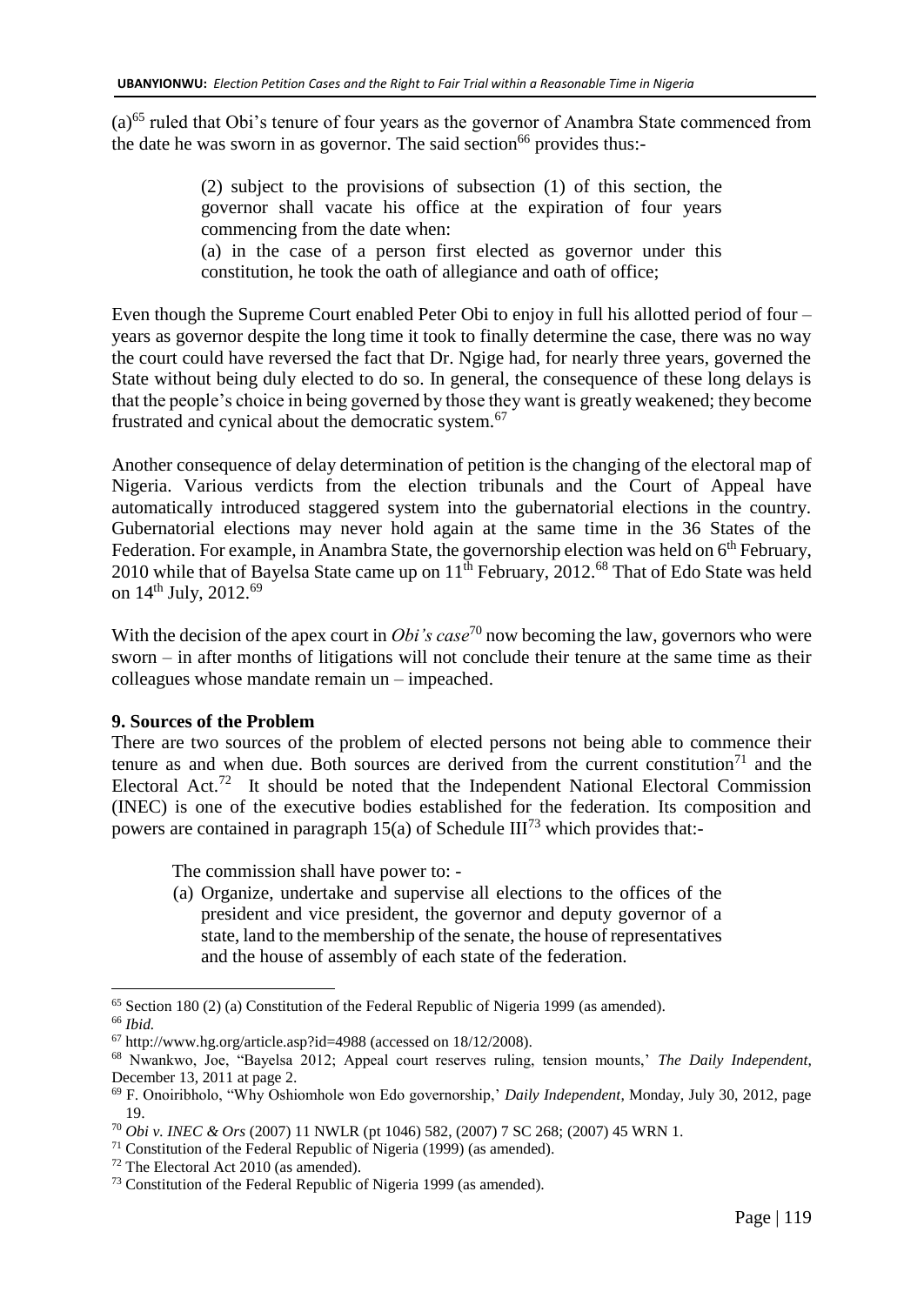(a)[65] ruled that Obi's tenure of four years as the governor of Anambra State commenced from the date he was sworn in as governor. The said section[66] provides thus:-

> (2) subject to the provisions of subsection (1) of this section, the governor shall vacate his office at the expiration of four years commencing from the date when:
>
> (a) in the case of a person first elected as governor under this constitution, he took the oath of allegiance and oath of office;

Even though the Supreme Court enabled Peter Obi to enjoy in full his allotted period of four – years as governor despite the long time it took to finally determine the case, there was no way the court could have reversed the fact that Dr. Ngige had, for nearly three years, governed the State without being duly elected to do so. In general, the consequence of these long delays is that the people's choice in being governed by those they want is greatly weakened; they become frustrated and cynical about the democratic system.[67]

Another consequence of delay determination of petition is the changing of the electoral map of Nigeria. Various verdicts from the election tribunals and the Court of Appeal have automatically introduced staggered system into the gubernatorial elections in the country. Gubernatorial elections may never hold again at the same time in the 36 States of the Federation. For example, in Anambra State, the governorship election was held on 6th February, 2010 while that of Bayelsa State came up on 11th February, 2012.[68] That of Edo State was held on 14th July, 2012.[69]

With the decision of the apex court in *Obi's case*[70] now becoming the law, governors who were sworn – in after months of litigations will not conclude their tenure at the same time as their colleagues whose mandate remain un – impeached.

## 9. Sources of the Problem

There are two sources of the problem of elected persons not being able to commence their tenure as and when due. Both sources are derived from the current constitution[71] and the Electoral Act.[72] It should be noted that the Independent National Electoral Commission (INEC) is one of the executive bodies established for the federation. Its composition and powers are contained in paragraph 15(a) of Schedule III[73] which provides that:-

> The commission shall have power to: -
>
> (a) Organize, undertake and supervise all elections to the offices of the president and vice president, the governor and deputy governor of a state, land to the membership of the senate, the house of representatives and the house of assembly of each state of the federation.

---

[65] Section 180 (2) (a) Constitution of the Federal Republic of Nigeria 1999 (as amended).

[66] *Ibid.*

[67] http://www.hg.org/article.asp?id=4988 (accessed on 18/12/2008).

[68] Nwankwo, Joe, "Bayelsa 2012; Appeal court reserves ruling, tension mounts,' *The Daily Independent,* December 13, 2011 at page 2.

[69] F. Onoiribholo, "Why Oshiomhole won Edo governorship,' *Daily Independent,* Monday, July 30, 2012, page 19.

[70] *Obi v. INEC & Ors* (2007) 11 NWLR (pt 1046) 582, (2007) 7 SC 268; (2007) 45 WRN 1.

[71] Constitution of the Federal Republic of Nigeria (1999) (as amended).

[72] The Electoral Act 2010 (as amended).

[73] Constitution of the Federal Republic of Nigeria 1999 (as amended).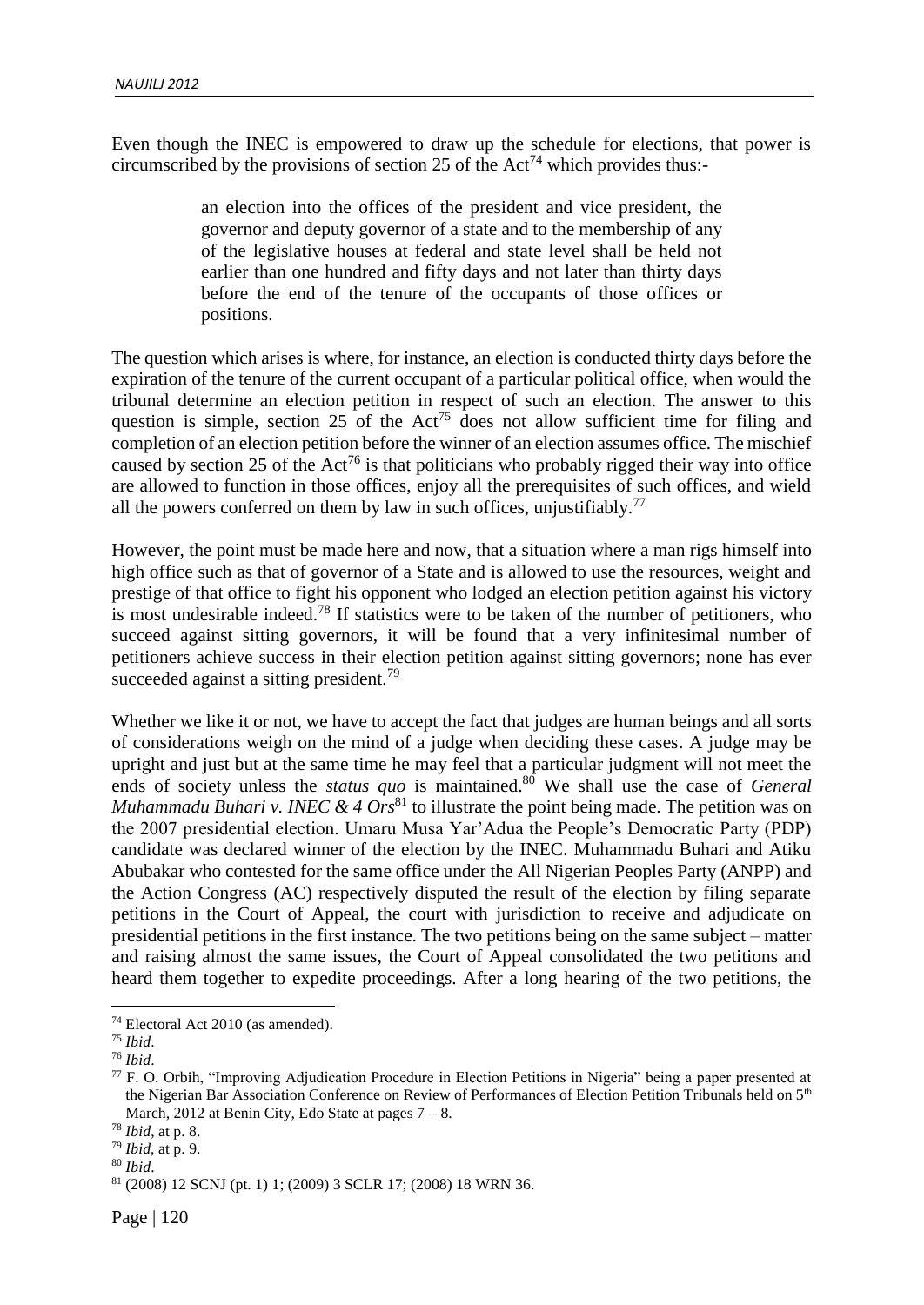Even though the INEC is empowered to draw up the schedule for elections, that power is circumscribed by the provisions of section 25 of the Act[74] which provides thus:-

> an election into the offices of the president and vice president, the governor and deputy governor of a state and to the membership of any of the legislative houses at federal and state level shall be held not earlier than one hundred and fifty days and not later than thirty days before the end of the tenure of the occupants of those offices or positions.

The question which arises is where, for instance, an election is conducted thirty days before the expiration of the tenure of the current occupant of a particular political office, when would the tribunal determine an election petition in respect of such an election. The answer to this question is simple, section 25 of the Act[75] does not allow sufficient time for filing and completion of an election petition before the winner of an election assumes office. The mischief caused by section 25 of the Act[76] is that politicians who probably rigged their way into office are allowed to function in those offices, enjoy all the prerequisites of such offices, and wield all the powers conferred on them by law in such offices, unjustifiably.[77]

However, the point must be made here and now, that a situation where a man rigs himself into high office such as that of governor of a State and is allowed to use the resources, weight and prestige of that office to fight his opponent who lodged an election petition against his victory is most undesirable indeed.[78] If statistics were to be taken of the number of petitioners, who succeed against sitting governors, it will be found that a very infinitesimal number of petitioners achieve success in their election petition against sitting governors; none has ever succeeded against a sitting president.[79]

Whether we like it or not, we have to accept the fact that judges are human beings and all sorts of considerations weigh on the mind of a judge when deciding these cases. A judge may be upright and just but at the same time he may feel that a particular judgment will not meet the ends of society unless the *status quo* is maintained.[80] We shall use the case of *General Muhammadu Buhari v. INEC & 4 Ors*[81] to illustrate the point being made. The petition was on the 2007 presidential election. Umaru Musa Yar'Adua the People's Democratic Party (PDP) candidate was declared winner of the election by the INEC. Muhammadu Buhari and Atiku Abubakar who contested for the same office under the All Nigerian Peoples Party (ANPP) and the Action Congress (AC) respectively disputed the result of the election by filing separate petitions in the Court of Appeal, the court with jurisdiction to receive and adjudicate on presidential petitions in the first instance. The two petitions being on the same subject – matter and raising almost the same issues, the Court of Appeal consolidated the two petitions and heard them together to expedite proceedings. After a long hearing of the two petitions, the

---

[74] Electoral Act 2010 (as amended).

[75] *Ibid*.

[76] *Ibid*.

[77] F. O. Orbih, "Improving Adjudication Procedure in Election Petitions in Nigeria" being a paper presented at the Nigerian Bar Association Conference on Review of Performances of Election Petition Tribunals held on 5th March, 2012 at Benin City, Edo State at pages 7 – 8.

[78] *Ibid*, at p. 8.

[79] *Ibid*, at p. 9.

[80] *Ibid*.

[81] (2008) 12 SCNJ (pt. 1) 1; (2009) 3 SCLR 17; (2008) 18 WRN 36.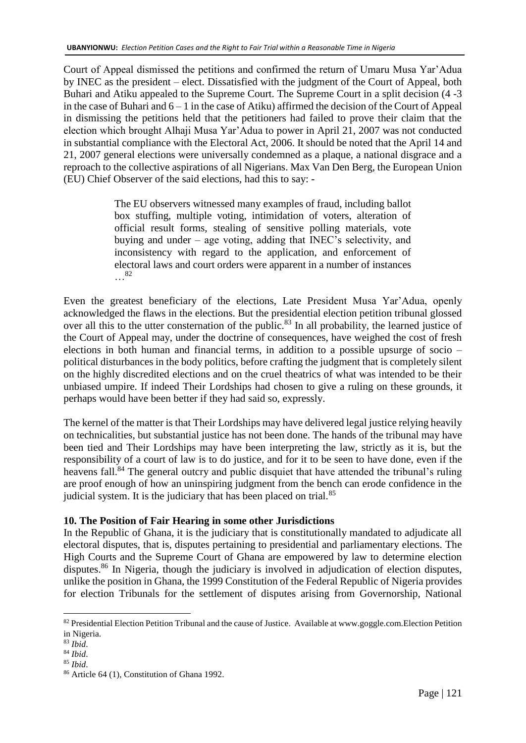Court of Appeal dismissed the petitions and confirmed the return of Umaru Musa Yar'Adua by INEC as the president – elect. Dissatisfied with the judgment of the Court of Appeal, both Buhari and Atiku appealed to the Supreme Court. The Supreme Court in a split decision (4 -3 in the case of Buhari and 6 – 1 in the case of Atiku) affirmed the decision of the Court of Appeal in dismissing the petitions held that the petitioners had failed to prove their claim that the election which brought Alhaji Musa Yar'Adua to power in April 21, 2007 was not conducted in substantial compliance with the Electoral Act, 2006. It should be noted that the April 14 and 21, 2007 general elections were universally condemned as a plaque, a national disgrace and a reproach to the collective aspirations of all Nigerians. Max Van Den Berg, the European Union (EU) Chief Observer of the said elections, had this to say: -

> The EU observers witnessed many examples of fraud, including ballot box stuffing, multiple voting, intimidation of voters, alteration of official result forms, stealing of sensitive polling materials, vote buying and under – age voting, adding that INEC's selectivity, and inconsistency with regard to the application, and enforcement of electoral laws and court orders were apparent in a number of instances …[82]

Even the greatest beneficiary of the elections, Late President Musa Yar'Adua, openly acknowledged the flaws in the elections. But the presidential election petition tribunal glossed over all this to the utter consternation of the public.[83] In all probability, the learned justice of the Court of Appeal may, under the doctrine of consequences, have weighed the cost of fresh elections in both human and financial terms, in addition to a possible upsurge of socio – political disturbances in the body politics, before crafting the judgment that is completely silent on the highly discredited elections and on the cruel theatrics of what was intended to be their unbiased umpire. If indeed Their Lordships had chosen to give a ruling on these grounds, it perhaps would have been better if they had said so, expressly.

The kernel of the matter is that Their Lordships may have delivered legal justice relying heavily on technicalities, but substantial justice has not been done. The hands of the tribunal may have been tied and Their Lordships may have been interpreting the law, strictly as it is, but the responsibility of a court of law is to do justice, and for it to be seen to have done, even if the heavens fall.[84] The general outcry and public disquiet that have attended the tribunal's ruling are proof enough of how an uninspiring judgment from the bench can erode confidence in the judicial system. It is the judiciary that has been placed on trial.[85]

## 10. The Position of Fair Hearing in some other Jurisdictions

In the Republic of Ghana, it is the judiciary that is constitutionally mandated to adjudicate all electoral disputes, that is, disputes pertaining to presidential and parliamentary elections. The High Courts and the Supreme Court of Ghana are empowered by law to determine election disputes.[86] In Nigeria, though the judiciary is involved in adjudication of election disputes, unlike the position in Ghana, the 1999 Constitution of the Federal Republic of Nigeria provides for election Tribunals for the settlement of disputes arising from Governorship, National

---

[82] Presidential Election Petition Tribunal and the cause of Justice. Available at www.goggle.com.Election Petition in Nigeria.

[83] *Ibid*.

[84] *Ibid*.

[85] *Ibid*.

[86] Article 64 (1), Constitution of Ghana 1992.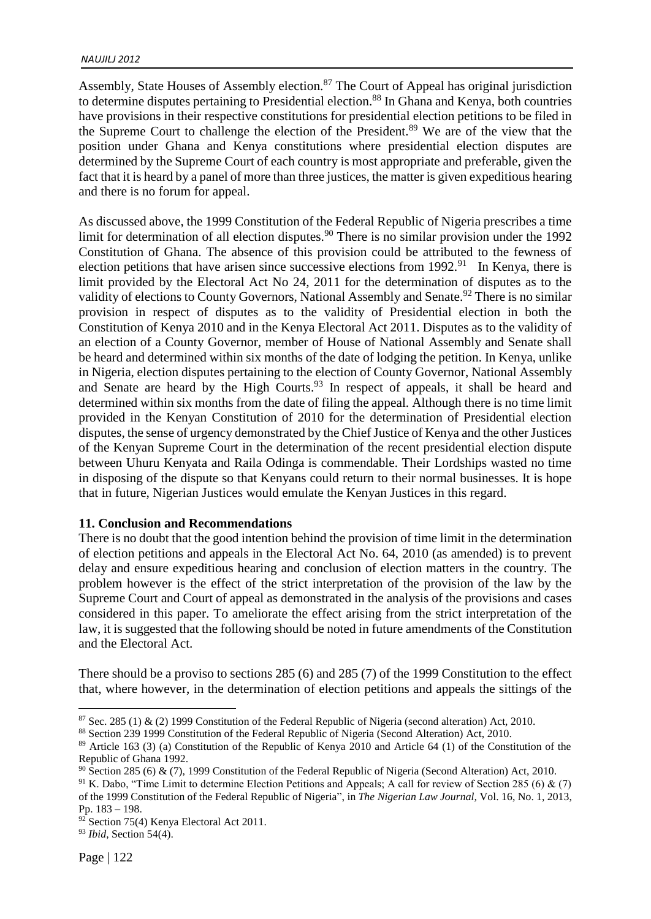Assembly, State Houses of Assembly election.[87] The Court of Appeal has original jurisdiction to determine disputes pertaining to Presidential election.[88] In Ghana and Kenya, both countries have provisions in their respective constitutions for presidential election petitions to be filed in the Supreme Court to challenge the election of the President.[89] We are of the view that the position under Ghana and Kenya constitutions where presidential election disputes are determined by the Supreme Court of each country is most appropriate and preferable, given the fact that it is heard by a panel of more than three justices, the matter is given expeditious hearing and there is no forum for appeal.

As discussed above, the 1999 Constitution of the Federal Republic of Nigeria prescribes a time limit for determination of all election disputes.[90] There is no similar provision under the 1992 Constitution of Ghana. The absence of this provision could be attributed to the fewness of election petitions that have arisen since successive elections from 1992.[91] In Kenya, there is limit provided by the Electoral Act No 24, 2011 for the determination of disputes as to the validity of elections to County Governors, National Assembly and Senate.[92] There is no similar provision in respect of disputes as to the validity of Presidential election in both the Constitution of Kenya 2010 and in the Kenya Electoral Act 2011. Disputes as to the validity of an election of a County Governor, member of House of National Assembly and Senate shall be heard and determined within six months of the date of lodging the petition. In Kenya, unlike in Nigeria, election disputes pertaining to the election of County Governor, National Assembly and Senate are heard by the High Courts.[93] In respect of appeals, it shall be heard and determined within six months from the date of filing the appeal. Although there is no time limit provided in the Kenyan Constitution of 2010 for the determination of Presidential election disputes, the sense of urgency demonstrated by the Chief Justice of Kenya and the other Justices of the Kenyan Supreme Court in the determination of the recent presidential election dispute between Uhuru Kenyata and Raila Odinga is commendable. Their Lordships wasted no time in disposing of the dispute so that Kenyans could return to their normal businesses. It is hope that in future, Nigerian Justices would emulate the Kenyan Justices in this regard.

## 11. Conclusion and Recommendations

There is no doubt that the good intention behind the provision of time limit in the determination of election petitions and appeals in the Electoral Act No. 64, 2010 (as amended) is to prevent delay and ensure expeditious hearing and conclusion of election matters in the country. The problem however is the effect of the strict interpretation of the provision of the law by the Supreme Court and Court of appeal as demonstrated in the analysis of the provisions and cases considered in this paper. To ameliorate the effect arising from the strict interpretation of the law, it is suggested that the following should be noted in future amendments of the Constitution and the Electoral Act.

There should be a proviso to sections 285 (6) and 285 (7) of the 1999 Constitution to the effect that, where however, in the determination of election petitions and appeals the sittings of the

---

[87] Sec. 285 (1) & (2) 1999 Constitution of the Federal Republic of Nigeria (second alteration) Act, 2010.

[88] Section 239 1999 Constitution of the Federal Republic of Nigeria (Second Alteration) Act, 2010.

[89] Article 163 (3) (a) Constitution of the Republic of Kenya 2010 and Article 64 (1) of the Constitution of the Republic of Ghana 1992.

[90] Section 285 (6) & (7), 1999 Constitution of the Federal Republic of Nigeria (Second Alteration) Act, 2010.

[91] K. Dabo, "Time Limit to determine Election Petitions and Appeals; A call for review of Section 285 (6) & (7) of the 1999 Constitution of the Federal Republic of Nigeria", in *The Nigerian Law Journal,* Vol. 16, No. 1, 2013, Pp. 183 – 198.

[92] Section 75(4) Kenya Electoral Act 2011.

[93] *Ibid*, Section 54(4).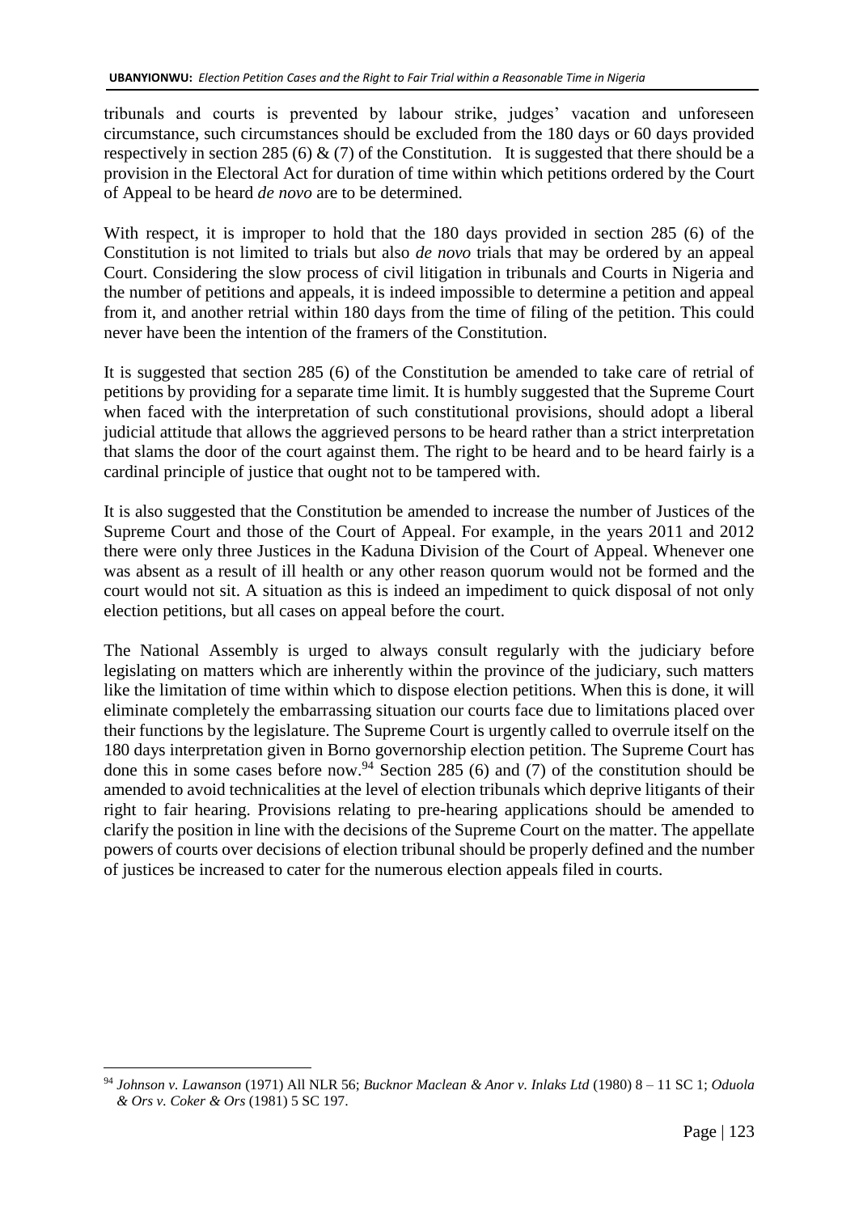tribunals and courts is prevented by labour strike, judges' vacation and unforeseen circumstance, such circumstances should be excluded from the 180 days or 60 days provided respectively in section 285 (6) & (7) of the Constitution. It is suggested that there should be a provision in the Electoral Act for duration of time within which petitions ordered by the Court of Appeal to be heard *de novo* are to be determined.

With respect, it is improper to hold that the 180 days provided in section 285 (6) of the Constitution is not limited to trials but also *de novo* trials that may be ordered by an appeal Court. Considering the slow process of civil litigation in tribunals and Courts in Nigeria and the number of petitions and appeals, it is indeed impossible to determine a petition and appeal from it, and another retrial within 180 days from the time of filing of the petition. This could never have been the intention of the framers of the Constitution.

It is suggested that section 285 (6) of the Constitution be amended to take care of retrial of petitions by providing for a separate time limit. It is humbly suggested that the Supreme Court when faced with the interpretation of such constitutional provisions, should adopt a liberal judicial attitude that allows the aggrieved persons to be heard rather than a strict interpretation that slams the door of the court against them. The right to be heard and to be heard fairly is a cardinal principle of justice that ought not to be tampered with.

It is also suggested that the Constitution be amended to increase the number of Justices of the Supreme Court and those of the Court of Appeal. For example, in the years 2011 and 2012 there were only three Justices in the Kaduna Division of the Court of Appeal. Whenever one was absent as a result of ill health or any other reason quorum would not be formed and the court would not sit. A situation as this is indeed an impediment to quick disposal of not only election petitions, but all cases on appeal before the court.

The National Assembly is urged to always consult regularly with the judiciary before legislating on matters which are inherently within the province of the judiciary, such matters like the limitation of time within which to dispose election petitions. When this is done, it will eliminate completely the embarrassing situation our courts face due to limitations placed over their functions by the legislature. The Supreme Court is urgently called to overrule itself on the 180 days interpretation given in Borno governorship election petition. The Supreme Court has done this in some cases before now.[94] Section 285 (6) and (7) of the constitution should be amended to avoid technicalities at the level of election tribunals which deprive litigants of their right to fair hearing. Provisions relating to pre-hearing applications should be amended to clarify the position in line with the decisions of the Supreme Court on the matter. The appellate powers of courts over decisions of election tribunal should be properly defined and the number of justices be increased to cater for the numerous election appeals filed in courts.

---

[94] *Johnson v. Lawanson* (1971) All NLR 56; *Bucknor Maclean & Anor v. Inlaks Ltd* (1980) 8 – 11 SC 1; *Oduola & Ors v. Coker & Ors* (1981) 5 SC 197.